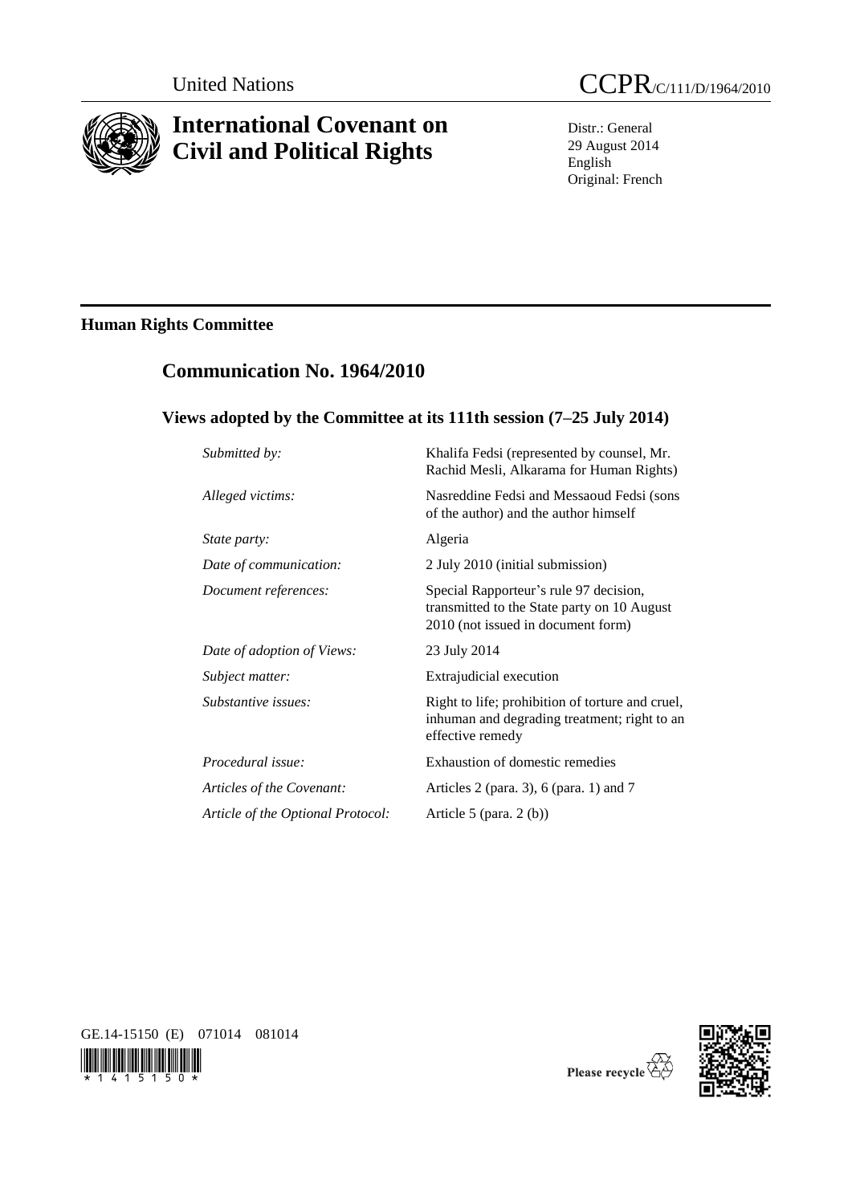United Nations

CCPR/C/111/D/1964/2010

# International Covenant on Civil and Political Rights

Distr.: General
29 August 2014
English
Original: French

## Human Rights Committee

## Communication No. 1964/2010

### Views adopted by the Committee at its 111th session (7–25 July 2014)

| | |
|---|---|
| *Submitted by:* | Khalifa Fedsi (represented by counsel, Mr. Rachid Mesli, Alkarama for Human Rights) |
| *Alleged victims:* | Nasreddine Fedsi and Messaoud Fedsi (sons of the author) and the author himself |
| *State party:* | Algeria |
| *Date of communication:* | 2 July 2010 (initial submission) |
| *Document references:* | Special Rapporteur's rule 97 decision, transmitted to the State party on 10 August 2010 (not issued in document form) |
| *Date of adoption of Views:* | 23 July 2014 |
| *Subject matter:* | Extrajudicial execution |
| *Substantive issues:* | Right to life; prohibition of torture and cruel, inhuman and degrading treatment; right to an effective remedy |
| *Procedural issue:* | Exhaustion of domestic remedies |
| *Articles of the Covenant:* | Articles 2 (para. 3), 6 (para. 1) and 7 |
| *Article of the Optional Protocol:* | Article 5 (para. 2 (b)) |

GE.14-15150 (E) 071014 081014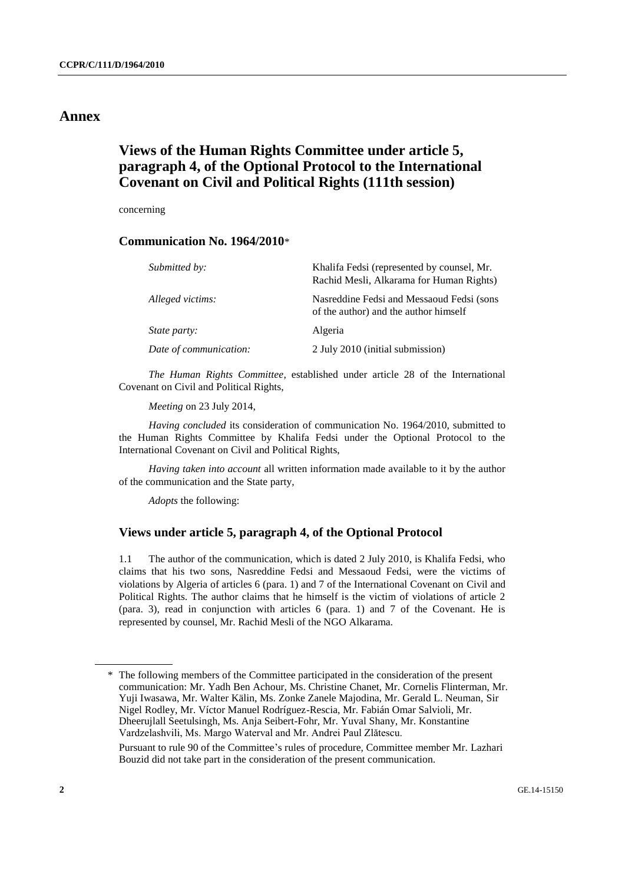# Annex

## Views of the Human Rights Committee under article 5, paragraph 4, of the Optional Protocol to the International Covenant on Civil and Political Rights (111th session)

concerning

### Communication No. 1964/2010*

| | |
|---|---|
| *Submitted by:* | Khalifa Fedsi (represented by counsel, Mr. Rachid Mesli, Alkarama for Human Rights) |
| *Alleged victims:* | Nasreddine Fedsi and Messaoud Fedsi (sons of the author) and the author himself |
| *State party:* | Algeria |
| *Date of communication:* | 2 July 2010 (initial submission) |

*The Human Rights Committee*, established under article 28 of the International Covenant on Civil and Political Rights,

*Meeting* on 23 July 2014,

*Having concluded* its consideration of communication No. 1964/2010, submitted to the Human Rights Committee by Khalifa Fedsi under the Optional Protocol to the International Covenant on Civil and Political Rights,

*Having taken into account* all written information made available to it by the author of the communication and the State party,

*Adopts* the following:

### Views under article 5, paragraph 4, of the Optional Protocol

1.1 The author of the communication, which is dated 2 July 2010, is Khalifa Fedsi, who claims that his two sons, Nasreddine Fedsi and Messaoud Fedsi, were the victims of violations by Algeria of articles 6 (para. 1) and 7 of the International Covenant on Civil and Political Rights. The author claims that he himself is the victim of violations of article 2 (para. 3), read in conjunction with articles 6 (para. 1) and 7 of the Covenant. He is represented by counsel, Mr. Rachid Mesli of the NGO Alkarama.

---

\* The following members of the Committee participated in the consideration of the present communication: Mr. Yadh Ben Achour, Ms. Christine Chanet, Mr. Cornelis Flinterman, Mr. Yuji Iwasawa, Mr. Walter Kälin, Ms. Zonke Zanele Majodina, Mr. Gerald L. Neuman, Sir Nigel Rodley, Mr. Víctor Manuel Rodríguez-Rescia, Mr. Fabián Omar Salvioli, Mr. Dheerujlall Seetulsingh, Ms. Anja Seibert-Fohr, Mr. Yuval Shany, Mr. Konstantine Vardzelashvili, Ms. Margo Waterval and Mr. Andrei Paul Zlătescu.

Pursuant to rule 90 of the Committee's rules of procedure, Committee member Mr. Lazhari Bouzid did not take part in the consideration of the present communication.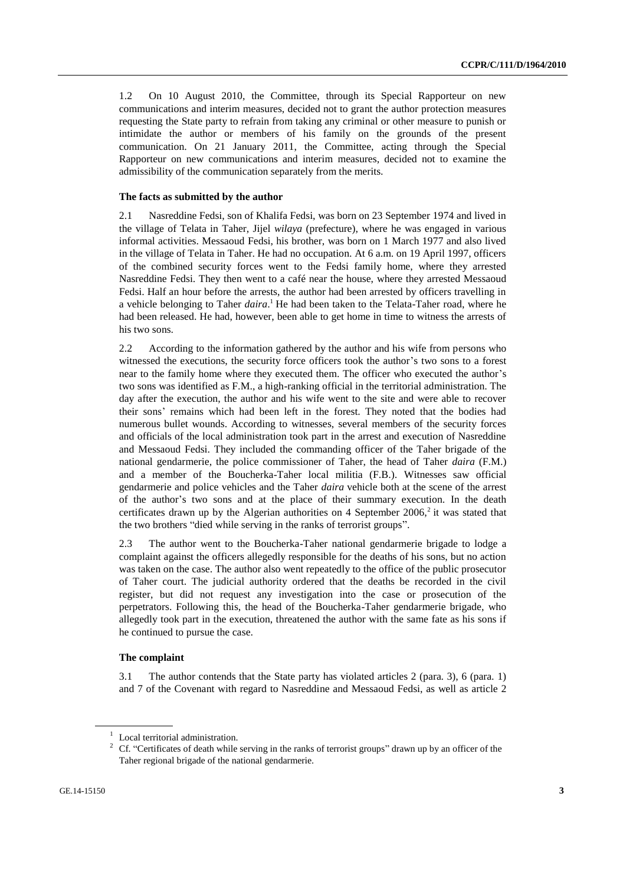1.2 On 10 August 2010, the Committee, through its Special Rapporteur on new communications and interim measures, decided not to grant the author protection measures requesting the State party to refrain from taking any criminal or other measure to punish or intimidate the author or members of his family on the grounds of the present communication. On 21 January 2011, the Committee, acting through the Special Rapporteur on new communications and interim measures, decided not to examine the admissibility of the communication separately from the merits.

### The facts as submitted by the author

2.1 Nasreddine Fedsi, son of Khalifa Fedsi, was born on 23 September 1974 and lived in the village of Telata in Taher, Jijel *wilaya* (prefecture), where he was engaged in various informal activities. Messaoud Fedsi, his brother, was born on 1 March 1977 and also lived in the village of Telata in Taher. He had no occupation. At 6 a.m. on 19 April 1997, officers of the combined security forces went to the Fedsi family home, where they arrested Nasreddine Fedsi. They then went to a café near the house, where they arrested Messaoud Fedsi. Half an hour before the arrests, the author had been arrested by officers travelling in a vehicle belonging to Taher *daira*.[1] He had been taken to the Telata-Taher road, where he had been released. He had, however, been able to get home in time to witness the arrests of his two sons.

2.2 According to the information gathered by the author and his wife from persons who witnessed the executions, the security force officers took the author's two sons to a forest near to the family home where they executed them. The officer who executed the author's two sons was identified as F.M., a high-ranking official in the territorial administration. The day after the execution, the author and his wife went to the site and were able to recover their sons' remains which had been left in the forest. They noted that the bodies had numerous bullet wounds. According to witnesses, several members of the security forces and officials of the local administration took part in the arrest and execution of Nasreddine and Messaoud Fedsi. They included the commanding officer of the Taher brigade of the national gendarmerie, the police commissioner of Taher, the head of Taher *daira* (F.M.) and a member of the Boucherka-Taher local militia (F.B.). Witnesses saw official gendarmerie and police vehicles and the Taher *daira* vehicle both at the scene of the arrest of the author's two sons and at the place of their summary execution. In the death certificates drawn up by the Algerian authorities on 4 September 2006,[2] it was stated that the two brothers "died while serving in the ranks of terrorist groups".

2.3 The author went to the Boucherka-Taher national gendarmerie brigade to lodge a complaint against the officers allegedly responsible for the deaths of his sons, but no action was taken on the case. The author also went repeatedly to the office of the public prosecutor of Taher court. The judicial authority ordered that the deaths be recorded in the civil register, but did not request any investigation into the case or prosecution of the perpetrators. Following this, the head of the Boucherka-Taher gendarmerie brigade, who allegedly took part in the execution, threatened the author with the same fate as his sons if he continued to pursue the case.

### The complaint

3.1 The author contends that the State party has violated articles 2 (para. 3), 6 (para. 1) and 7 of the Covenant with regard to Nasreddine and Messaoud Fedsi, as well as article 2

---

[1] Local territorial administration.

[2] Cf. "Certificates of death while serving in the ranks of terrorist groups" drawn up by an officer of the Taher regional brigade of the national gendarmerie.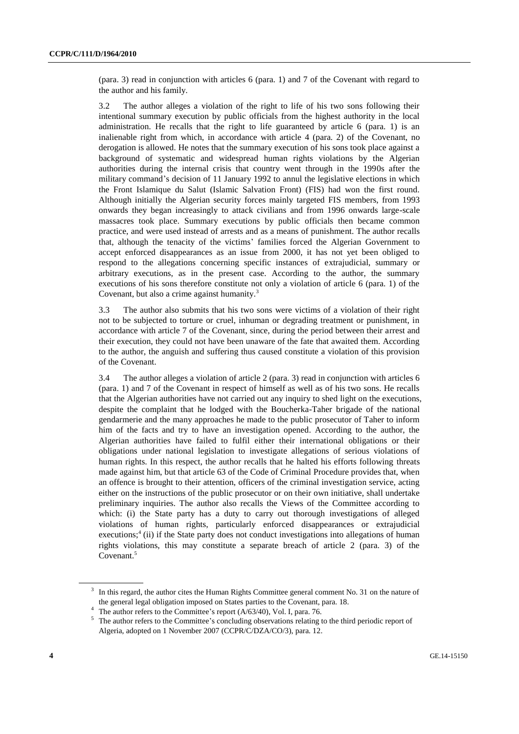(para. 3) read in conjunction with articles 6 (para. 1) and 7 of the Covenant with regard to the author and his family.

3.2 The author alleges a violation of the right to life of his two sons following their intentional summary execution by public officials from the highest authority in the local administration. He recalls that the right to life guaranteed by article 6 (para. 1) is an inalienable right from which, in accordance with article 4 (para. 2) of the Covenant, no derogation is allowed. He notes that the summary execution of his sons took place against a background of systematic and widespread human rights violations by the Algerian authorities during the internal crisis that country went through in the 1990s after the military command's decision of 11 January 1992 to annul the legislative elections in which the Front Islamique du Salut (Islamic Salvation Front) (FIS) had won the first round. Although initially the Algerian security forces mainly targeted FIS members, from 1993 onwards they began increasingly to attack civilians and from 1996 onwards large-scale massacres took place. Summary executions by public officials then became common practice, and were used instead of arrests and as a means of punishment. The author recalls that, although the tenacity of the victims' families forced the Algerian Government to accept enforced disappearances as an issue from 2000, it has not yet been obliged to respond to the allegations concerning specific instances of extrajudicial, summary or arbitrary executions, as in the present case. According to the author, the summary executions of his sons therefore constitute not only a violation of article 6 (para. 1) of the Covenant, but also a crime against humanity.[3]

3.3 The author also submits that his two sons were victims of a violation of their right not to be subjected to torture or cruel, inhuman or degrading treatment or punishment, in accordance with article 7 of the Covenant, since, during the period between their arrest and their execution, they could not have been unaware of the fate that awaited them. According to the author, the anguish and suffering thus caused constitute a violation of this provision of the Covenant.

3.4 The author alleges a violation of article 2 (para. 3) read in conjunction with articles 6 (para. 1) and 7 of the Covenant in respect of himself as well as of his two sons. He recalls that the Algerian authorities have not carried out any inquiry to shed light on the executions, despite the complaint that he lodged with the Boucherka-Taher brigade of the national gendarmerie and the many approaches he made to the public prosecutor of Taher to inform him of the facts and try to have an investigation opened. According to the author, the Algerian authorities have failed to fulfil either their international obligations or their obligations under national legislation to investigate allegations of serious violations of human rights. In this respect, the author recalls that he halted his efforts following threats made against him, but that article 63 of the Code of Criminal Procedure provides that, when an offence is brought to their attention, officers of the criminal investigation service, acting either on the instructions of the public prosecutor or on their own initiative, shall undertake preliminary inquiries. The author also recalls the Views of the Committee according to which: (i) the State party has a duty to carry out thorough investigations of alleged violations of human rights, particularly enforced disappearances or extrajudicial executions;[4] (ii) if the State party does not conduct investigations into allegations of human rights violations, this may constitute a separate breach of article 2 (para. 3) of the Covenant.[5]

---

[3] In this regard, the author cites the Human Rights Committee general comment No. 31 on the nature of the general legal obligation imposed on States parties to the Covenant, para. 18.

[4] The author refers to the Committee's report (A/63/40), Vol. I, para. 76.

[5] The author refers to the Committee's concluding observations relating to the third periodic report of Algeria, adopted on 1 November 2007 (CCPR/C/DZA/CO/3), para. 12.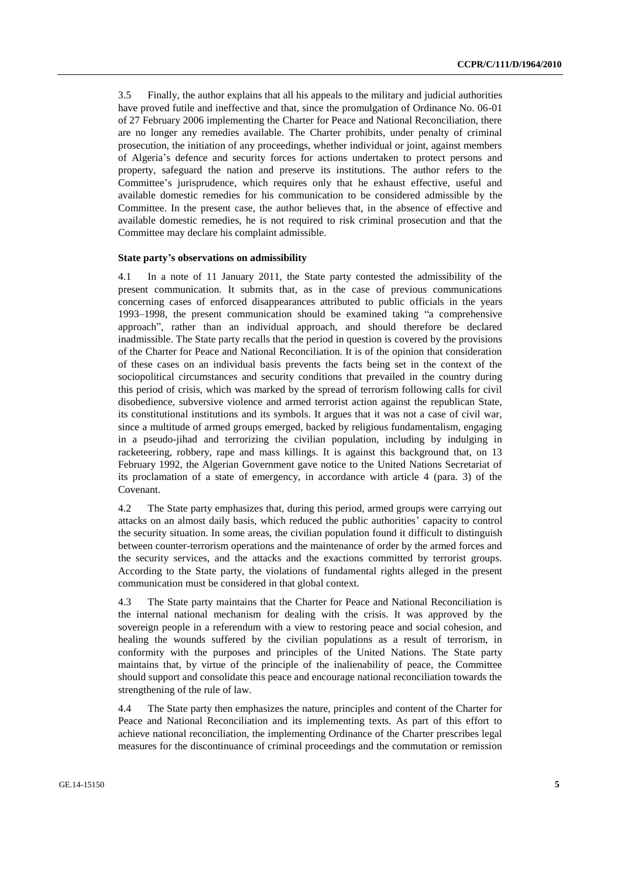3.5 Finally, the author explains that all his appeals to the military and judicial authorities have proved futile and ineffective and that, since the promulgation of Ordinance No. 06-01 of 27 February 2006 implementing the Charter for Peace and National Reconciliation, there are no longer any remedies available. The Charter prohibits, under penalty of criminal prosecution, the initiation of any proceedings, whether individual or joint, against members of Algeria's defence and security forces for actions undertaken to protect persons and property, safeguard the nation and preserve its institutions. The author refers to the Committee's jurisprudence, which requires only that he exhaust effective, useful and available domestic remedies for his communication to be considered admissible by the Committee. In the present case, the author believes that, in the absence of effective and available domestic remedies, he is not required to risk criminal prosecution and that the Committee may declare his complaint admissible.

### State party's observations on admissibility

4.1 In a note of 11 January 2011, the State party contested the admissibility of the present communication. It submits that, as in the case of previous communications concerning cases of enforced disappearances attributed to public officials in the years 1993–1998, the present communication should be examined taking "a comprehensive approach", rather than an individual approach, and should therefore be declared inadmissible. The State party recalls that the period in question is covered by the provisions of the Charter for Peace and National Reconciliation. It is of the opinion that consideration of these cases on an individual basis prevents the facts being set in the context of the sociopolitical circumstances and security conditions that prevailed in the country during this period of crisis, which was marked by the spread of terrorism following calls for civil disobedience, subversive violence and armed terrorist action against the republican State, its constitutional institutions and its symbols. It argues that it was not a case of civil war, since a multitude of armed groups emerged, backed by religious fundamentalism, engaging in a pseudo-jihad and terrorizing the civilian population, including by indulging in racketeering, robbery, rape and mass killings. It is against this background that, on 13 February 1992, the Algerian Government gave notice to the United Nations Secretariat of its proclamation of a state of emergency, in accordance with article 4 (para. 3) of the Covenant.

4.2 The State party emphasizes that, during this period, armed groups were carrying out attacks on an almost daily basis, which reduced the public authorities' capacity to control the security situation. In some areas, the civilian population found it difficult to distinguish between counter-terrorism operations and the maintenance of order by the armed forces and the security services, and the attacks and the exactions committed by terrorist groups. According to the State party, the violations of fundamental rights alleged in the present communication must be considered in that global context.

4.3 The State party maintains that the Charter for Peace and National Reconciliation is the internal national mechanism for dealing with the crisis. It was approved by the sovereign people in a referendum with a view to restoring peace and social cohesion, and healing the wounds suffered by the civilian populations as a result of terrorism, in conformity with the purposes and principles of the United Nations. The State party maintains that, by virtue of the principle of the inalienability of peace, the Committee should support and consolidate this peace and encourage national reconciliation towards the strengthening of the rule of law.

4.4 The State party then emphasizes the nature, principles and content of the Charter for Peace and National Reconciliation and its implementing texts. As part of this effort to achieve national reconciliation, the implementing Ordinance of the Charter prescribes legal measures for the discontinuance of criminal proceedings and the commutation or remission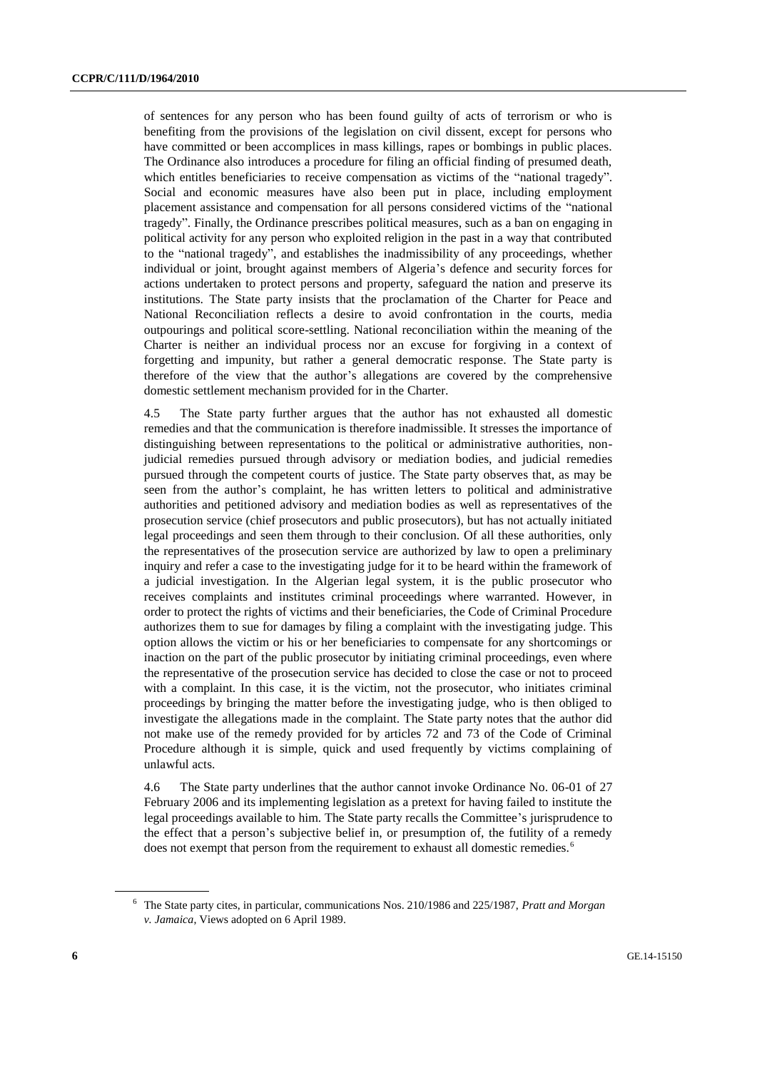of sentences for any person who has been found guilty of acts of terrorism or who is benefiting from the provisions of the legislation on civil dissent, except for persons who have committed or been accomplices in mass killings, rapes or bombings in public places. The Ordinance also introduces a procedure for filing an official finding of presumed death, which entitles beneficiaries to receive compensation as victims of the "national tragedy". Social and economic measures have also been put in place, including employment placement assistance and compensation for all persons considered victims of the "national tragedy". Finally, the Ordinance prescribes political measures, such as a ban on engaging in political activity for any person who exploited religion in the past in a way that contributed to the "national tragedy", and establishes the inadmissibility of any proceedings, whether individual or joint, brought against members of Algeria's defence and security forces for actions undertaken to protect persons and property, safeguard the nation and preserve its institutions. The State party insists that the proclamation of the Charter for Peace and National Reconciliation reflects a desire to avoid confrontation in the courts, media outpourings and political score-settling. National reconciliation within the meaning of the Charter is neither an individual process nor an excuse for forgiving in a context of forgetting and impunity, but rather a general democratic response. The State party is therefore of the view that the author's allegations are covered by the comprehensive domestic settlement mechanism provided for in the Charter.

4.5 The State party further argues that the author has not exhausted all domestic remedies and that the communication is therefore inadmissible. It stresses the importance of distinguishing between representations to the political or administrative authorities, non-judicial remedies pursued through advisory or mediation bodies, and judicial remedies pursued through the competent courts of justice. The State party observes that, as may be seen from the author's complaint, he has written letters to political and administrative authorities and petitioned advisory and mediation bodies as well as representatives of the prosecution service (chief prosecutors and public prosecutors), but has not actually initiated legal proceedings and seen them through to their conclusion. Of all these authorities, only the representatives of the prosecution service are authorized by law to open a preliminary inquiry and refer a case to the investigating judge for it to be heard within the framework of a judicial investigation. In the Algerian legal system, it is the public prosecutor who receives complaints and institutes criminal proceedings where warranted. However, in order to protect the rights of victims and their beneficiaries, the Code of Criminal Procedure authorizes them to sue for damages by filing a complaint with the investigating judge. This option allows the victim or his or her beneficiaries to compensate for any shortcomings or inaction on the part of the public prosecutor by initiating criminal proceedings, even where the representative of the prosecution service has decided to close the case or not to proceed with a complaint. In this case, it is the victim, not the prosecutor, who initiates criminal proceedings by bringing the matter before the investigating judge, who is then obliged to investigate the allegations made in the complaint. The State party notes that the author did not make use of the remedy provided for by articles 72 and 73 of the Code of Criminal Procedure although it is simple, quick and used frequently by victims complaining of unlawful acts.

4.6 The State party underlines that the author cannot invoke Ordinance No. 06-01 of 27 February 2006 and its implementing legislation as a pretext for having failed to institute the legal proceedings available to him. The State party recalls the Committee's jurisprudence to the effect that a person's subjective belief in, or presumption of, the futility of a remedy does not exempt that person from the requirement to exhaust all domestic remedies.[6]

---

[6] The State party cites, in particular, communications Nos. 210/1986 and 225/1987, *Pratt and Morgan v. Jamaica*, Views adopted on 6 April 1989.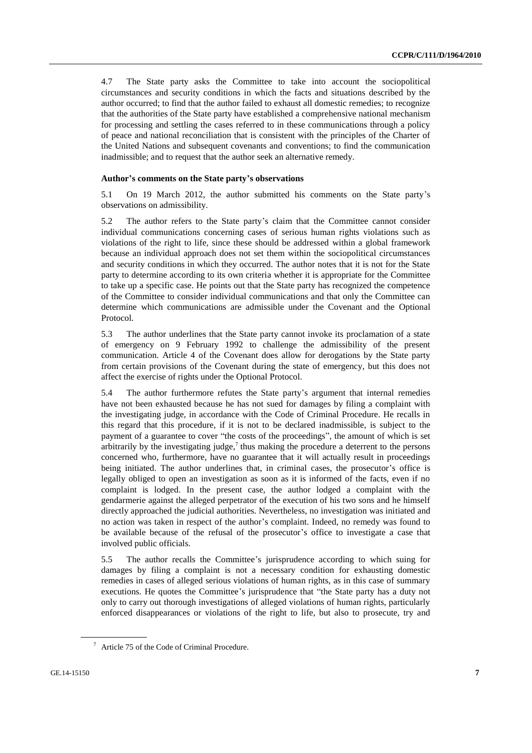4.7 The State party asks the Committee to take into account the sociopolitical circumstances and security conditions in which the facts and situations described by the author occurred; to find that the author failed to exhaust all domestic remedies; to recognize that the authorities of the State party have established a comprehensive national mechanism for processing and settling the cases referred to in these communications through a policy of peace and national reconciliation that is consistent with the principles of the Charter of the United Nations and subsequent covenants and conventions; to find the communication inadmissible; and to request that the author seek an alternative remedy.

### Author's comments on the State party's observations

5.1 On 19 March 2012, the author submitted his comments on the State party's observations on admissibility.

5.2 The author refers to the State party's claim that the Committee cannot consider individual communications concerning cases of serious human rights violations such as violations of the right to life, since these should be addressed within a global framework because an individual approach does not set them within the sociopolitical circumstances and security conditions in which they occurred. The author notes that it is not for the State party to determine according to its own criteria whether it is appropriate for the Committee to take up a specific case. He points out that the State party has recognized the competence of the Committee to consider individual communications and that only the Committee can determine which communications are admissible under the Covenant and the Optional Protocol.

5.3 The author underlines that the State party cannot invoke its proclamation of a state of emergency on 9 February 1992 to challenge the admissibility of the present communication. Article 4 of the Covenant does allow for derogations by the State party from certain provisions of the Covenant during the state of emergency, but this does not affect the exercise of rights under the Optional Protocol.

5.4 The author furthermore refutes the State party's argument that internal remedies have not been exhausted because he has not sued for damages by filing a complaint with the investigating judge, in accordance with the Code of Criminal Procedure. He recalls in this regard that this procedure, if it is not to be declared inadmissible, is subject to the payment of a guarantee to cover "the costs of the proceedings", the amount of which is set arbitrarily by the investigating judge,[7] thus making the procedure a deterrent to the persons concerned who, furthermore, have no guarantee that it will actually result in proceedings being initiated. The author underlines that, in criminal cases, the prosecutor's office is legally obliged to open an investigation as soon as it is informed of the facts, even if no complaint is lodged. In the present case, the author lodged a complaint with the gendarmerie against the alleged perpetrator of the execution of his two sons and he himself directly approached the judicial authorities. Nevertheless, no investigation was initiated and no action was taken in respect of the author's complaint. Indeed, no remedy was found to be available because of the refusal of the prosecutor's office to investigate a case that involved public officials.

5.5 The author recalls the Committee's jurisprudence according to which suing for damages by filing a complaint is not a necessary condition for exhausting domestic remedies in cases of alleged serious violations of human rights, as in this case of summary executions. He quotes the Committee's jurisprudence that "the State party has a duty not only to carry out thorough investigations of alleged violations of human rights, particularly enforced disappearances or violations of the right to life, but also to prosecute, try and

---

[7] Article 75 of the Code of Criminal Procedure.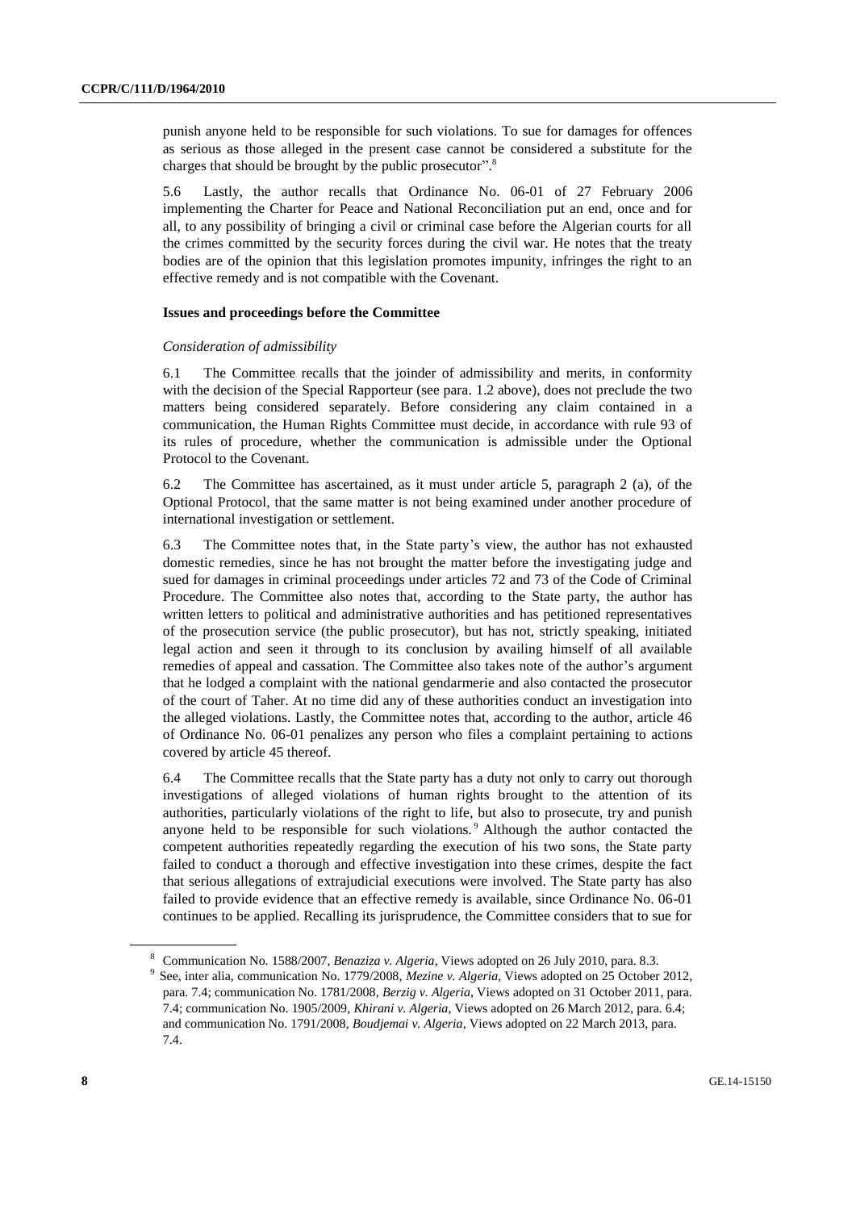punish anyone held to be responsible for such violations. To sue for damages for offences as serious as those alleged in the present case cannot be considered a substitute for the charges that should be brought by the public prosecutor".[8]

5.6 Lastly, the author recalls that Ordinance No. 06-01 of 27 February 2006 implementing the Charter for Peace and National Reconciliation put an end, once and for all, to any possibility of bringing a civil or criminal case before the Algerian courts for all the crimes committed by the security forces during the civil war. He notes that the treaty bodies are of the opinion that this legislation promotes impunity, infringes the right to an effective remedy and is not compatible with the Covenant.

### Issues and proceedings before the Committee

*Consideration of admissibility*

6.1 The Committee recalls that the joinder of admissibility and merits, in conformity with the decision of the Special Rapporteur (see para. 1.2 above), does not preclude the two matters being considered separately. Before considering any claim contained in a communication, the Human Rights Committee must decide, in accordance with rule 93 of its rules of procedure, whether the communication is admissible under the Optional Protocol to the Covenant.

6.2 The Committee has ascertained, as it must under article 5, paragraph 2 (a), of the Optional Protocol, that the same matter is not being examined under another procedure of international investigation or settlement.

6.3 The Committee notes that, in the State party's view, the author has not exhausted domestic remedies, since he has not brought the matter before the investigating judge and sued for damages in criminal proceedings under articles 72 and 73 of the Code of Criminal Procedure. The Committee also notes that, according to the State party, the author has written letters to political and administrative authorities and has petitioned representatives of the prosecution service (the public prosecutor), but has not, strictly speaking, initiated legal action and seen it through to its conclusion by availing himself of all available remedies of appeal and cassation. The Committee also takes note of the author's argument that he lodged a complaint with the national gendarmerie and also contacted the prosecutor of the court of Taher. At no time did any of these authorities conduct an investigation into the alleged violations. Lastly, the Committee notes that, according to the author, article 46 of Ordinance No. 06-01 penalizes any person who files a complaint pertaining to actions covered by article 45 thereof.

6.4 The Committee recalls that the State party has a duty not only to carry out thorough investigations of alleged violations of human rights brought to the attention of its authorities, particularly violations of the right to life, but also to prosecute, try and punish anyone held to be responsible for such violations.[9] Although the author contacted the competent authorities repeatedly regarding the execution of his two sons, the State party failed to conduct a thorough and effective investigation into these crimes, despite the fact that serious allegations of extrajudicial executions were involved. The State party has also failed to provide evidence that an effective remedy is available, since Ordinance No. 06-01 continues to be applied. Recalling its jurisprudence, the Committee considers that to sue for

---

[8] Communication No. 1588/2007, *Benaziza v. Algeria*, Views adopted on 26 July 2010, para. 8.3.

[9] See, inter alia, communication No. 1779/2008, *Mezine v. Algeria*, Views adopted on 25 October 2012, para. 7.4; communication No. 1781/2008, *Berzig v. Algeria*, Views adopted on 31 October 2011, para. 7.4; communication No. 1905/2009, *Khirani v. Algeria*, Views adopted on 26 March 2012, para. 6.4; and communication No. 1791/2008, *Boudjemai v. Algeria*, Views adopted on 22 March 2013, para. 7.4.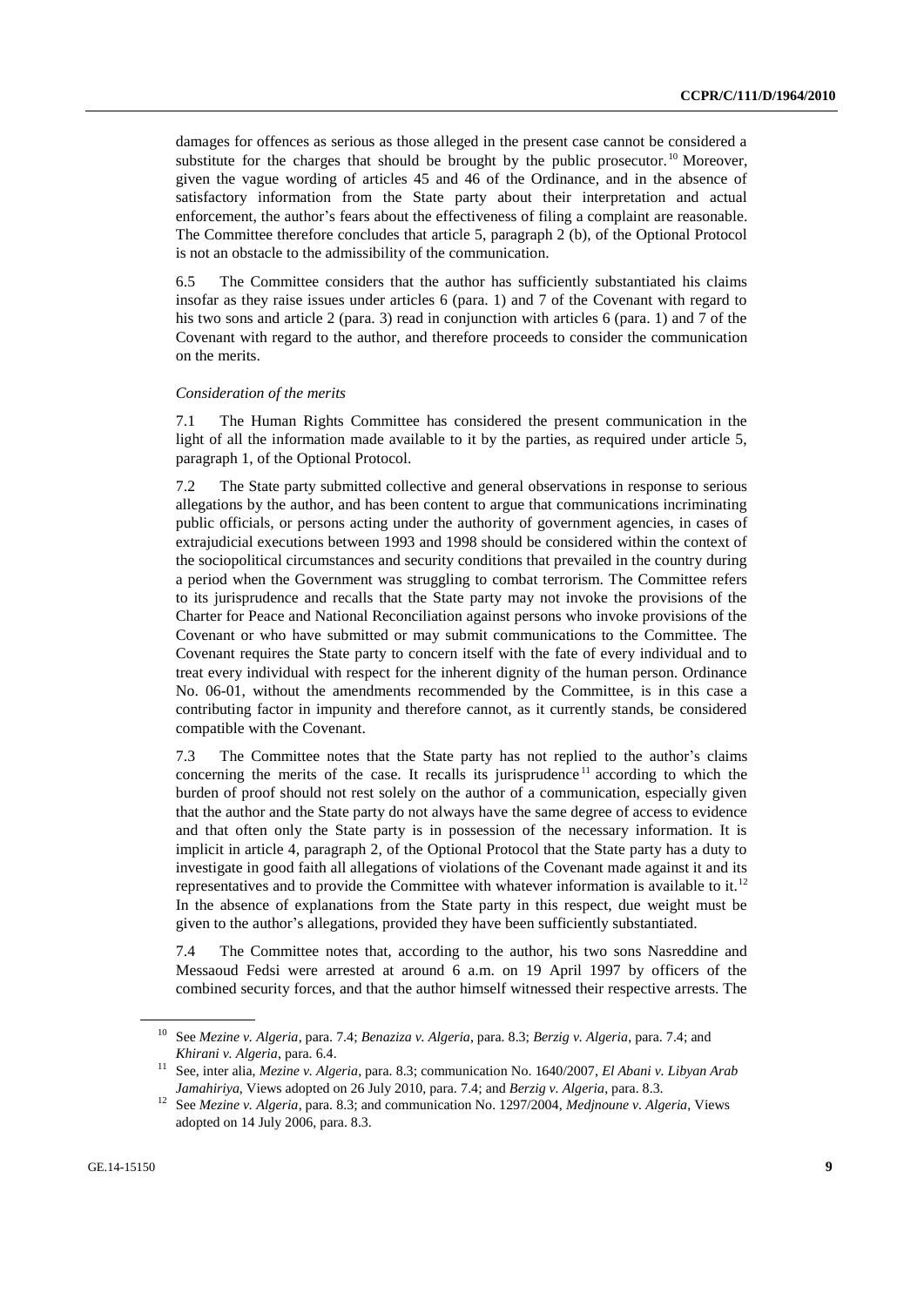damages for offences as serious as those alleged in the present case cannot be considered a substitute for the charges that should be brought by the public prosecutor.[10] Moreover, given the vague wording of articles 45 and 46 of the Ordinance, and in the absence of satisfactory information from the State party about their interpretation and actual enforcement, the author's fears about the effectiveness of filing a complaint are reasonable. The Committee therefore concludes that article 5, paragraph 2 (b), of the Optional Protocol is not an obstacle to the admissibility of the communication.

6.5 The Committee considers that the author has sufficiently substantiated his claims insofar as they raise issues under articles 6 (para. 1) and 7 of the Covenant with regard to his two sons and article 2 (para. 3) read in conjunction with articles 6 (para. 1) and 7 of the Covenant with regard to the author, and therefore proceeds to consider the communication on the merits.

*Consideration of the merits*

7.1 The Human Rights Committee has considered the present communication in the light of all the information made available to it by the parties, as required under article 5, paragraph 1, of the Optional Protocol.

7.2 The State party submitted collective and general observations in response to serious allegations by the author, and has been content to argue that communications incriminating public officials, or persons acting under the authority of government agencies, in cases of extrajudicial executions between 1993 and 1998 should be considered within the context of the sociopolitical circumstances and security conditions that prevailed in the country during a period when the Government was struggling to combat terrorism. The Committee refers to its jurisprudence and recalls that the State party may not invoke the provisions of the Charter for Peace and National Reconciliation against persons who invoke provisions of the Covenant or who have submitted or may submit communications to the Committee. The Covenant requires the State party to concern itself with the fate of every individual and to treat every individual with respect for the inherent dignity of the human person. Ordinance No. 06-01, without the amendments recommended by the Committee, is in this case a contributing factor in impunity and therefore cannot, as it currently stands, be considered compatible with the Covenant.

7.3 The Committee notes that the State party has not replied to the author's claims concerning the merits of the case. It recalls its jurisprudence[11] according to which the burden of proof should not rest solely on the author of a communication, especially given that the author and the State party do not always have the same degree of access to evidence and that often only the State party is in possession of the necessary information. It is implicit in article 4, paragraph 2, of the Optional Protocol that the State party has a duty to investigate in good faith all allegations of violations of the Covenant made against it and its representatives and to provide the Committee with whatever information is available to it.[12] In the absence of explanations from the State party in this respect, due weight must be given to the author's allegations, provided they have been sufficiently substantiated.

7.4 The Committee notes that, according to the author, his two sons Nasreddine and Messaoud Fedsi were arrested at around 6 a.m. on 19 April 1997 by officers of the combined security forces, and that the author himself witnessed their respective arrests. The

[10] See *Mezine v. Algeria*, para. 7.4; *Benaziza v. Algeria*, para. 8.3; *Berzig v. Algeria*, para. 7.4; and *Khirani v. Algeria*, para. 6.4.

[11] See, inter alia, *Mezine v. Algeria*, para. 8.3; communication No. 1640/2007, *El Abani v. Libyan Arab Jamahiriya*, Views adopted on 26 July 2010, para. 7.4; and *Berzig v. Algeria*, para. 8.3.

[12] See *Mezine v. Algeria*, para. 8.3; and communication No. 1297/2004, *Medjnoune v. Algeria*, Views adopted on 14 July 2006, para. 8.3.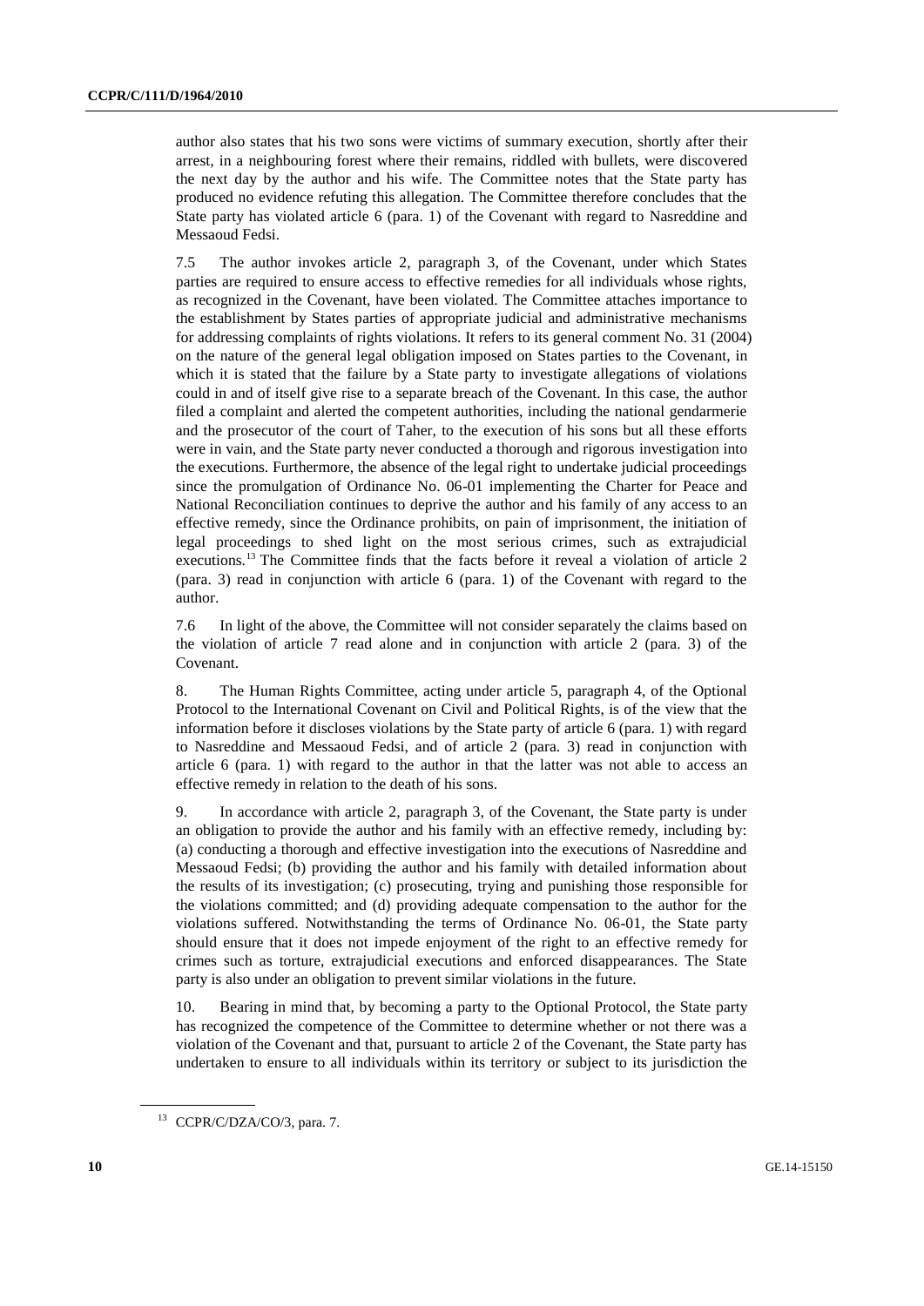author also states that his two sons were victims of summary execution, shortly after their arrest, in a neighbouring forest where their remains, riddled with bullets, were discovered the next day by the author and his wife. The Committee notes that the State party has produced no evidence refuting this allegation. The Committee therefore concludes that the State party has violated article 6 (para. 1) of the Covenant with regard to Nasreddine and Messaoud Fedsi.

7.5 The author invokes article 2, paragraph 3, of the Covenant, under which States parties are required to ensure access to effective remedies for all individuals whose rights, as recognized in the Covenant, have been violated. The Committee attaches importance to the establishment by States parties of appropriate judicial and administrative mechanisms for addressing complaints of rights violations. It refers to its general comment No. 31 (2004) on the nature of the general legal obligation imposed on States parties to the Covenant, in which it is stated that the failure by a State party to investigate allegations of violations could in and of itself give rise to a separate breach of the Covenant. In this case, the author filed a complaint and alerted the competent authorities, including the national gendarmerie and the prosecutor of the court of Taher, to the execution of his sons but all these efforts were in vain, and the State party never conducted a thorough and rigorous investigation into the executions. Furthermore, the absence of the legal right to undertake judicial proceedings since the promulgation of Ordinance No. 06-01 implementing the Charter for Peace and National Reconciliation continues to deprive the author and his family of any access to an effective remedy, since the Ordinance prohibits, on pain of imprisonment, the initiation of legal proceedings to shed light on the most serious crimes, such as extrajudicial executions.[13] The Committee finds that the facts before it reveal a violation of article 2 (para. 3) read in conjunction with article 6 (para. 1) of the Covenant with regard to the author.

7.6 In light of the above, the Committee will not consider separately the claims based on the violation of article 7 read alone and in conjunction with article 2 (para. 3) of the Covenant.

8. The Human Rights Committee, acting under article 5, paragraph 4, of the Optional Protocol to the International Covenant on Civil and Political Rights, is of the view that the information before it discloses violations by the State party of article 6 (para. 1) with regard to Nasreddine and Messaoud Fedsi, and of article 2 (para. 3) read in conjunction with article 6 (para. 1) with regard to the author in that the latter was not able to access an effective remedy in relation to the death of his sons.

9. In accordance with article 2, paragraph 3, of the Covenant, the State party is under an obligation to provide the author and his family with an effective remedy, including by: (a) conducting a thorough and effective investigation into the executions of Nasreddine and Messaoud Fedsi; (b) providing the author and his family with detailed information about the results of its investigation; (c) prosecuting, trying and punishing those responsible for the violations committed; and (d) providing adequate compensation to the author for the violations suffered. Notwithstanding the terms of Ordinance No. 06-01, the State party should ensure that it does not impede enjoyment of the right to an effective remedy for crimes such as torture, extrajudicial executions and enforced disappearances. The State party is also under an obligation to prevent similar violations in the future.

10. Bearing in mind that, by becoming a party to the Optional Protocol, the State party has recognized the competence of the Committee to determine whether or not there was a violation of the Covenant and that, pursuant to article 2 of the Covenant, the State party has undertaken to ensure to all individuals within its territory or subject to its jurisdiction the

[13] CCPR/C/DZA/CO/3, para. 7.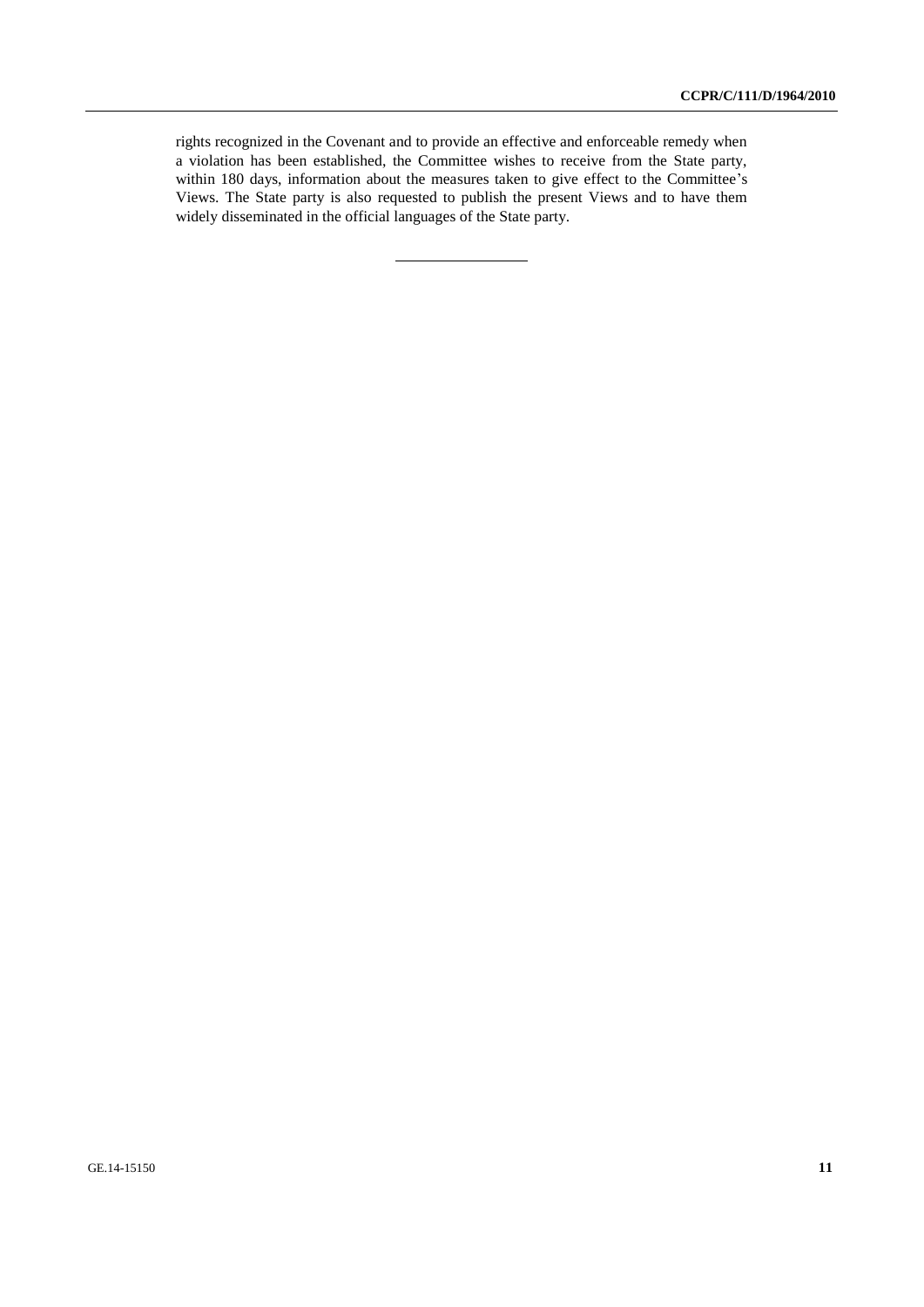rights recognized in the Covenant and to provide an effective and enforceable remedy when a violation has been established, the Committee wishes to receive from the State party, within 180 days, information about the measures taken to give effect to the Committee's Views. The State party is also requested to publish the present Views and to have them widely disseminated in the official languages of the State party.